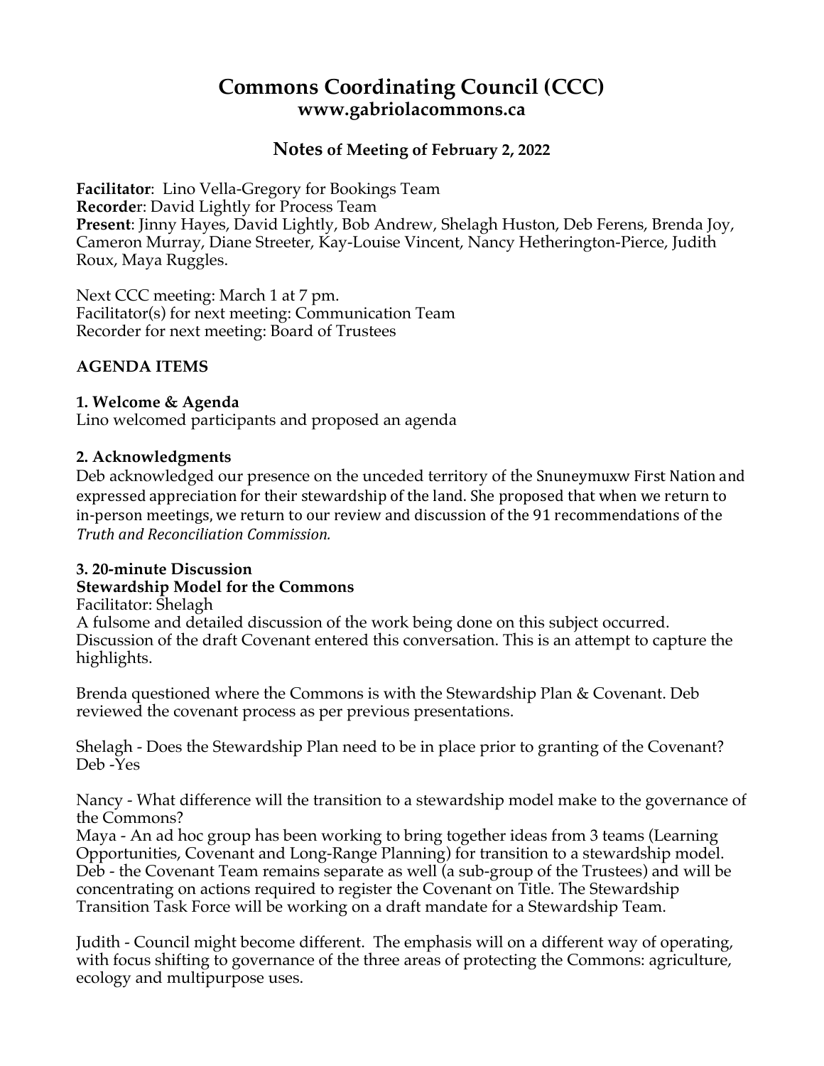# Commons Coordinating Council (CCC)
## www.gabriolacommons.ca

### Notes of Meeting of February 2, 2022

**Facilitator**: Lino Vella-Gregory for Bookings Team
**Recorder**: David Lightly for Process Team
**Present**: Jinny Hayes, David Lightly, Bob Andrew, Shelagh Huston, Deb Ferens, Brenda Joy, Cameron Murray, Diane Streeter, Kay-Louise Vincent, Nancy Hetherington-Pierce, Judith Roux, Maya Ruggles.

Next CCC meeting: March 1 at 7 pm.
Facilitator(s) for next meeting: Communication Team
Recorder for next meeting: Board of Trustees

**AGENDA ITEMS**

**1. Welcome & Agenda**
Lino welcomed participants and proposed an agenda

**2. Acknowledgments**
Deb acknowledged our presence on the unceded territory of the Snuneymuxw First Nation and expressed appreciation for their stewardship of the land. She proposed that when we return to in-person meetings, we return to our review and discussion of the 91 recommendations of the *Truth and Reconciliation Commission.*

**3. 20-minute Discussion**
**Stewardship Model for the Commons**
Facilitator: Shelagh
A fulsome and detailed discussion of the work being done on this subject occurred. Discussion of the draft Covenant entered this conversation. This is an attempt to capture the highlights.

Brenda questioned where the Commons is with the Stewardship Plan & Covenant. Deb reviewed the covenant process as per previous presentations.

Shelagh - Does the Stewardship Plan need to be in place prior to granting of the Covenant?
Deb -Yes

Nancy - What difference will the transition to a stewardship model make to the governance of the Commons?
Maya - An ad hoc group has been working to bring together ideas from 3 teams (Learning Opportunities, Covenant and Long-Range Planning) for transition to a stewardship model.
Deb - the Covenant Team remains separate as well (a sub-group of the Trustees) and will be concentrating on actions required to register the Covenant on Title. The Stewardship Transition Task Force will be working on a draft mandate for a Stewardship Team.

Judith - Council might become different. The emphasis will on a different way of operating, with focus shifting to governance of the three areas of protecting the Commons: agriculture, ecology and multipurpose uses.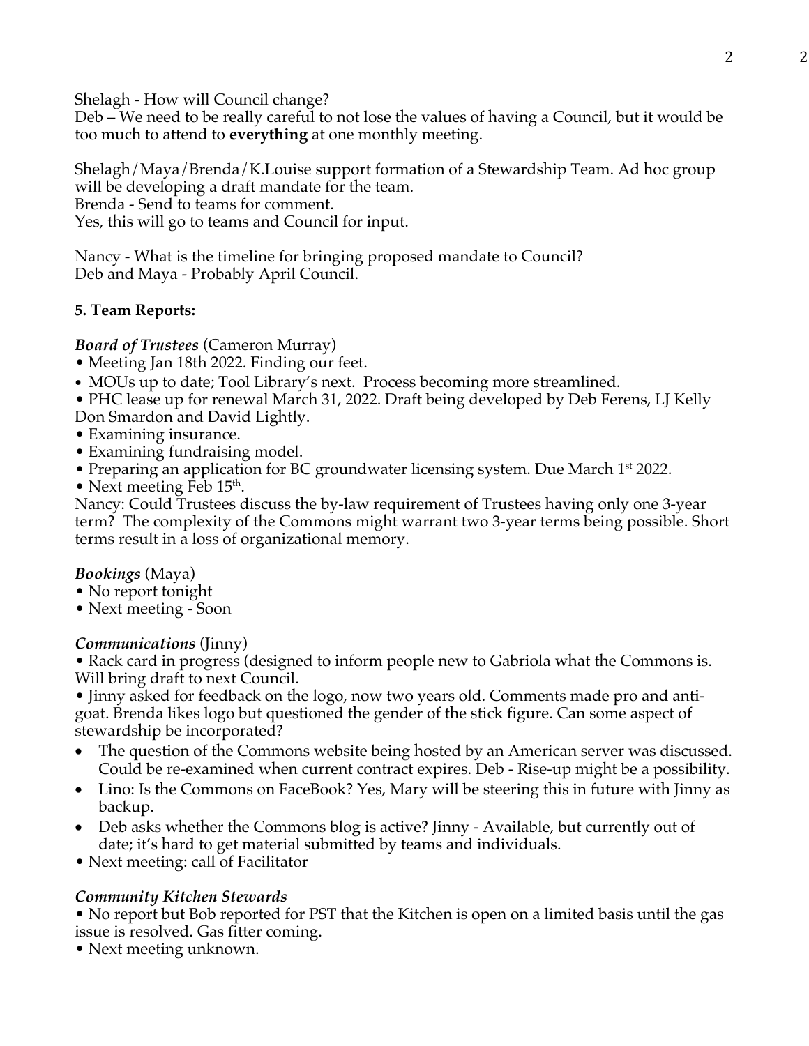Shelagh - How will Council change?
Deb – We need to be really careful to not lose the values of having a Council, but it would be too much to attend to **everything** at one monthly meeting.

Shelagh/Maya/Brenda/K.Louise support formation of a Stewardship Team. Ad hoc group will be developing a draft mandate for the team.
Brenda - Send to teams for comment.
Yes, this will go to teams and Council for input.

Nancy - What is the timeline for bringing proposed mandate to Council?
Deb and Maya - Probably April Council.

**5. Team Reports:**

***Board of Trustees*** (Cameron Murray)

- Meeting Jan 18th 2022. Finding our feet.
- MOUs up to date; Tool Library's next. Process becoming more streamlined.
- PHC lease up for renewal March 31, 2022. Draft being developed by Deb Ferens, LJ Kelly Don Smardon and David Lightly.
- Examining insurance.
- Examining fundraising model.
- Preparing an application for BC groundwater licensing system. Due March 1st 2022.
- Next meeting Feb 15th.

Nancy: Could Trustees discuss the by-law requirement of Trustees having only one 3-year term? The complexity of the Commons might warrant two 3-year terms being possible. Short terms result in a loss of organizational memory.

***Bookings*** (Maya)

- No report tonight
- Next meeting - Soon

***Communications*** (Jinny)

- Rack card in progress (designed to inform people new to Gabriola what the Commons is. Will bring draft to next Council.
- Jinny asked for feedback on the logo, now two years old. Comments made pro and anti-goat. Brenda likes logo but questioned the gender of the stick figure. Can some aspect of stewardship be incorporated?
- The question of the Commons website being hosted by an American server was discussed. Could be re-examined when current contract expires. Deb - Rise-up might be a possibility.
- Lino: Is the Commons on FaceBook? Yes, Mary will be steering this in future with Jinny as backup.
- Deb asks whether the Commons blog is active? Jinny - Available, but currently out of date; it's hard to get material submitted by teams and individuals.
- Next meeting: call of Facilitator

***Community Kitchen Stewards***

- No report but Bob reported for PST that the Kitchen is open on a limited basis until the gas issue is resolved. Gas fitter coming.
- Next meeting unknown.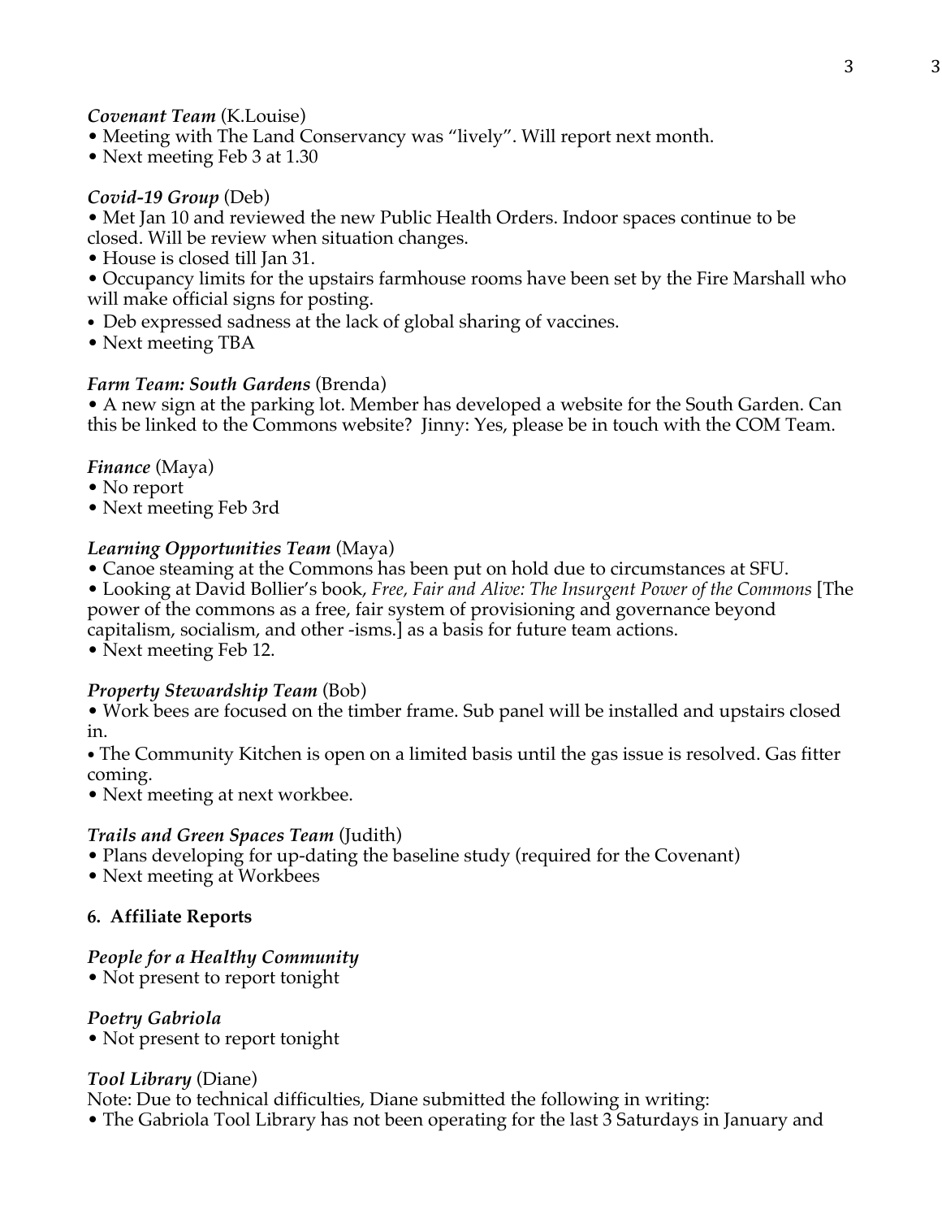***Covenant Team*** (K.Louise)
- Meeting with The Land Conservancy was "lively". Will report next month.
- Next meeting Feb 3 at 1.30

***Covid-19 Group*** (Deb)
- Met Jan 10 and reviewed the new Public Health Orders. Indoor spaces continue to be closed. Will be review when situation changes.
- House is closed till Jan 31.
- Occupancy limits for the upstairs farmhouse rooms have been set by the Fire Marshall who will make official signs for posting.
- Deb expressed sadness at the lack of global sharing of vaccines.
- Next meeting TBA

***Farm Team: South Gardens*** (Brenda)
- A new sign at the parking lot. Member has developed a website for the South Garden. Can this be linked to the Commons website? Jinny: Yes, please be in touch with the COM Team.

***Finance*** (Maya)
- No report
- Next meeting Feb 3rd

***Learning Opportunities Team*** (Maya)
- Canoe steaming at the Commons has been put on hold due to circumstances at SFU.
- Looking at David Bollier's book, *Free, Fair and Alive: The Insurgent Power of the Commons* [The power of the commons as a free, fair system of provisioning and governance beyond capitalism, socialism, and other -isms.] as a basis for future team actions.
- Next meeting Feb 12.

***Property Stewardship Team*** (Bob)
- Work bees are focused on the timber frame. Sub panel will be installed and upstairs closed in.
- The Community Kitchen is open on a limited basis until the gas issue is resolved. Gas fitter coming.
- Next meeting at next workbee.

***Trails and Green Spaces Team*** (Judith)
- Plans developing for up-dating the baseline study (required for the Covenant)
- Next meeting at Workbees

**6. Affiliate Reports**

***People for a Healthy Community***
- Not present to report tonight

***Poetry Gabriola***
- Not present to report tonight

***Tool Library*** (Diane)

Note: Due to technical difficulties, Diane submitted the following in writing:
- The Gabriola Tool Library has not been operating for the last 3 Saturdays in January and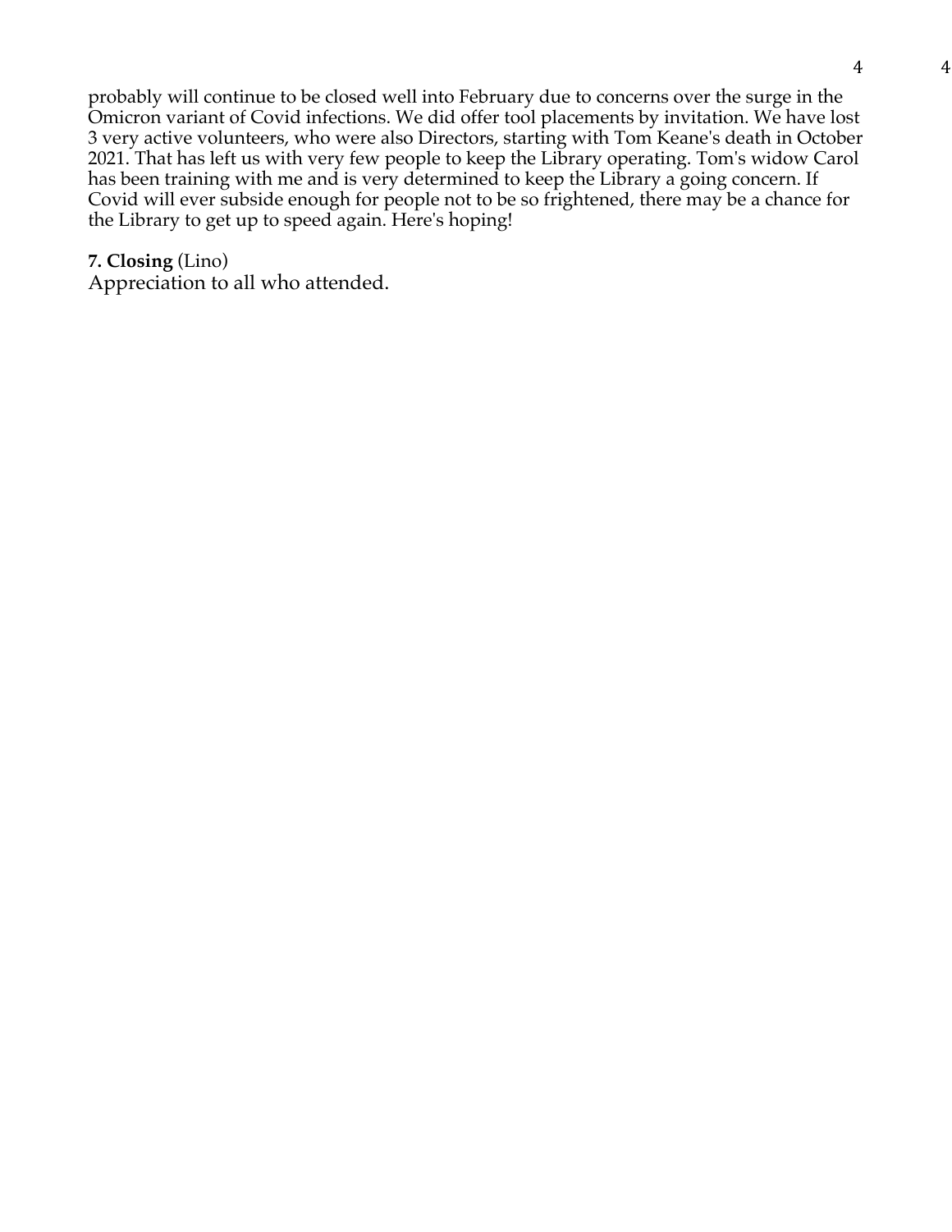probably will continue to be closed well into February due to concerns over the surge in the Omicron variant of Covid infections. We did offer tool placements by invitation. We have lost 3 very active volunteers, who were also Directors, starting with Tom Keane's death in October 2021. That has left us with very few people to keep the Library operating. Tom's widow Carol has been training with me and is very determined to keep the Library a going concern. If Covid will ever subside enough for people not to be so frightened, there may be a chance for the Library to get up to speed again. Here's hoping!

**7. Closing** (Lino)
Appreciation to all who attended.